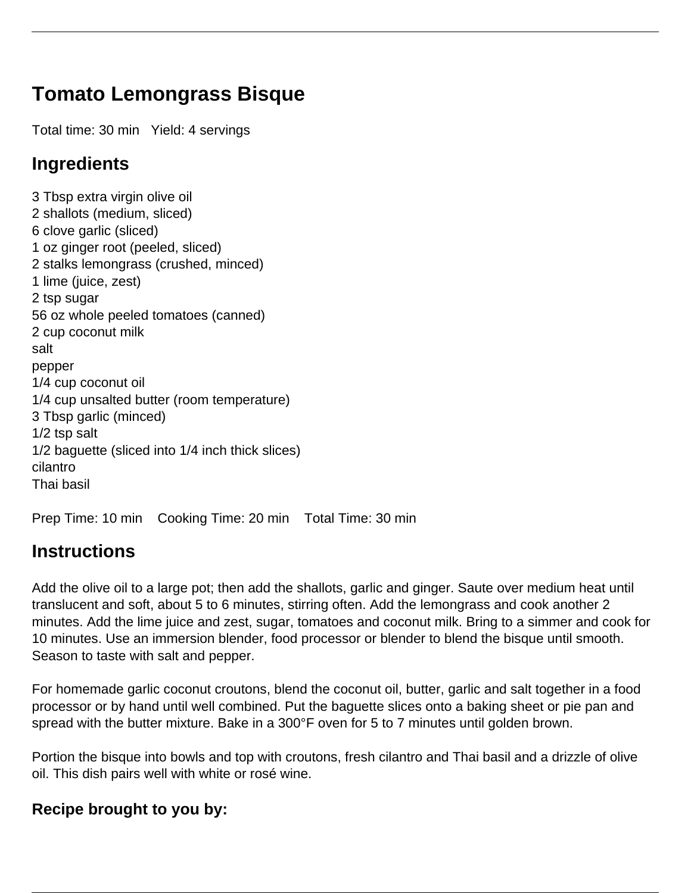# Tomato Lemongrass Bisque

Total time: 30 min   Yield: 4 servings

## Ingredients

3 Tbsp extra virgin olive oil
2 shallots (medium, sliced)
6 clove garlic (sliced)
1 oz ginger root (peeled, sliced)
2 stalks lemongrass (crushed, minced)
1 lime (juice, zest)
2 tsp sugar
56 oz whole peeled tomatoes (canned)
2 cup coconut milk
salt
pepper
1/4 cup coconut oil
1/4 cup unsalted butter (room temperature)
3 Tbsp garlic (minced)
1/2 tsp salt
1/2 baguette (sliced into 1/4 inch thick slices)
cilantro
Thai basil

Prep Time: 10 min    Cooking Time: 20 min    Total Time: 30 min

## Instructions

Add the olive oil to a large pot; then add the shallots, garlic and ginger. Saute over medium heat until translucent and soft, about 5 to 6 minutes, stirring often. Add the lemongrass and cook another 2 minutes. Add the lime juice and zest, sugar, tomatoes and coconut milk. Bring to a simmer and cook for 10 minutes. Use an immersion blender, food processor or blender to blend the bisque until smooth. Season to taste with salt and pepper.

For homemade garlic coconut croutons, blend the coconut oil, butter, garlic and salt together in a food processor or by hand until well combined. Put the baguette slices onto a baking sheet or pie pan and spread with the butter mixture. Bake in a 300°F oven for 5 to 7 minutes until golden brown.

Portion the bisque into bowls and top with croutons, fresh cilantro and Thai basil and a drizzle of olive oil. This dish pairs well with white or rosé wine.

### Recipe brought to you by: